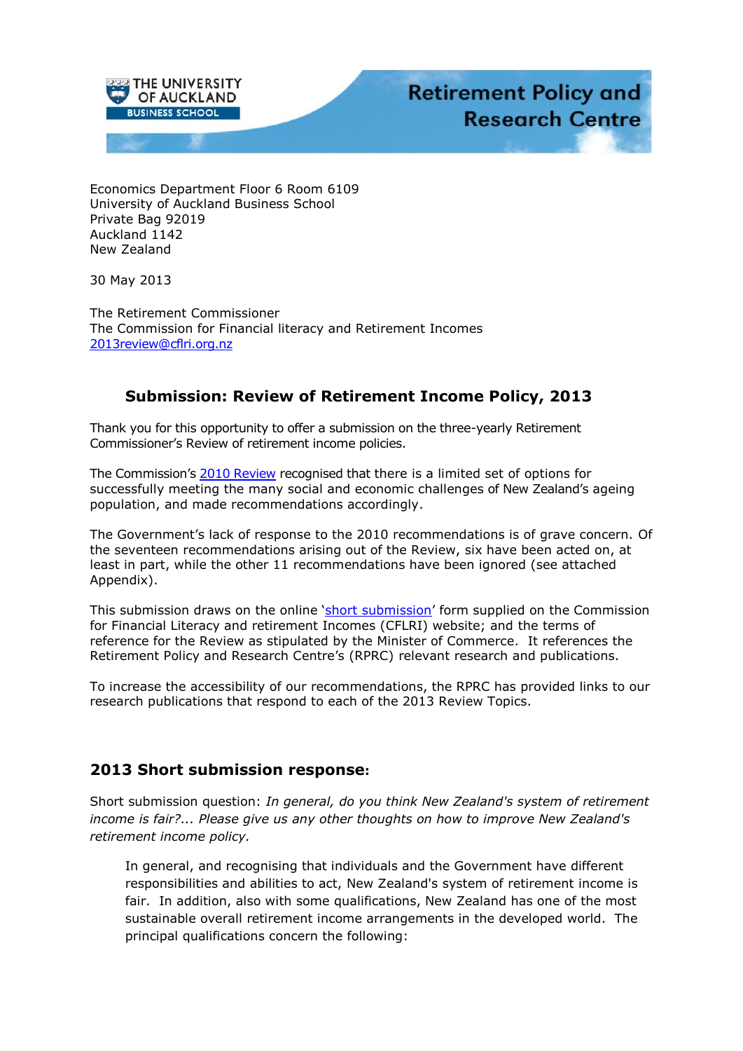THE UNIVERSITY OF AUCKLAND BUSINESS SCHOOL

Retirement Policy and Research Centre

Economics Department Floor 6 Room 6109
University of Auckland Business School
Private Bag 92019
Auckland 1142
New Zealand

30 May 2013

The Retirement Commissioner
The Commission for Financial literacy and Retirement Incomes
2013review@cflri.org.nz

## Submission: Review of Retirement Income Policy, 2013

Thank you for this opportunity to offer a submission on the three-yearly Retirement Commissioner's Review of retirement income policies.

The Commission's 2010 Review recognised that there is a limited set of options for successfully meeting the many social and economic challenges of New Zealand's ageing population, and made recommendations accordingly.

The Government's lack of response to the 2010 recommendations is of grave concern. Of the seventeen recommendations arising out of the Review, six have been acted on, at least in part, while the other 11 recommendations have been ignored (see attached Appendix).

This submission draws on the online 'short submission' form supplied on the Commission for Financial Literacy and retirement Incomes (CFLRI) website; and the terms of reference for the Review as stipulated by the Minister of Commerce. It references the Retirement Policy and Research Centre's (RPRC) relevant research and publications.

To increase the accessibility of our recommendations, the RPRC has provided links to our research publications that respond to each of the 2013 Review Topics.

## 2013 Short submission response:

Short submission question: *In general, do you think New Zealand's system of retirement income is fair?... Please give us any other thoughts on how to improve New Zealand's retirement income policy.*

> In general, and recognising that individuals and the Government have different responsibilities and abilities to act, New Zealand's system of retirement income is fair. In addition, also with some qualifications, New Zealand has one of the most sustainable overall retirement income arrangements in the developed world. The principal qualifications concern the following: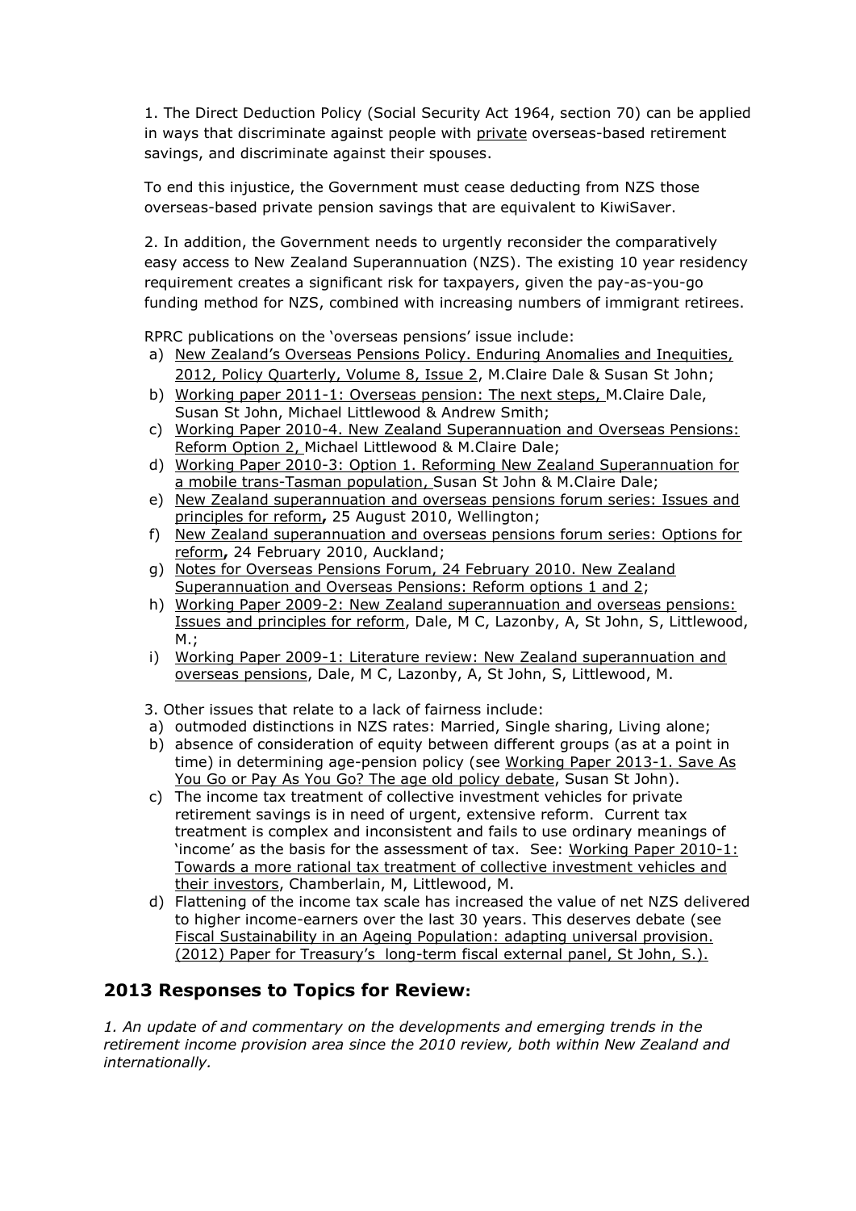1. The Direct Deduction Policy (Social Security Act 1964, section 70) can be applied in ways that discriminate against people with private overseas-based retirement savings, and discriminate against their spouses.

To end this injustice, the Government must cease deducting from NZS those overseas-based private pension savings that are equivalent to KiwiSaver.

2. In addition, the Government needs to urgently reconsider the comparatively easy access to New Zealand Superannuation (NZS). The existing 10 year residency requirement creates a significant risk for taxpayers, given the pay-as-you-go funding method for NZS, combined with increasing numbers of immigrant retirees.

RPRC publications on the 'overseas pensions' issue include:

a) New Zealand's Overseas Pensions Policy. Enduring Anomalies and Inequities, 2012, Policy Quarterly, Volume 8, Issue 2, M.Claire Dale & Susan St John;
b) Working paper 2011-1: Overseas pension: The next steps, M.Claire Dale, Susan St John, Michael Littlewood & Andrew Smith;
c) Working Paper 2010-4. New Zealand Superannuation and Overseas Pensions: Reform Option 2, Michael Littlewood & M.Claire Dale;
d) Working Paper 2010-3: Option 1. Reforming New Zealand Superannuation for a mobile trans-Tasman population, Susan St John & M.Claire Dale;
e) New Zealand superannuation and overseas pensions forum series: Issues and principles for reform**,** 25 August 2010, Wellington;
f) New Zealand superannuation and overseas pensions forum series: Options for reform**,** 24 February 2010, Auckland;
g) Notes for Overseas Pensions Forum, 24 February 2010. New Zealand Superannuation and Overseas Pensions: Reform options 1 and 2;
h) Working Paper 2009-2: New Zealand superannuation and overseas pensions: Issues and principles for reform, Dale, M C, Lazonby, A, St John, S, Littlewood, M.;
i) Working Paper 2009-1: Literature review: New Zealand superannuation and overseas pensions, Dale, M C, Lazonby, A, St John, S, Littlewood, M.

3. Other issues that relate to a lack of fairness include:

a) outmoded distinctions in NZS rates: Married, Single sharing, Living alone;
b) absence of consideration of equity between different groups (as at a point in time) in determining age-pension policy (see Working Paper 2013-1. Save As You Go or Pay As You Go? The age old policy debate, Susan St John).
c) The income tax treatment of collective investment vehicles for private retirement savings is in need of urgent, extensive reform. Current tax treatment is complex and inconsistent and fails to use ordinary meanings of 'income' as the basis for the assessment of tax. See: Working Paper 2010-1: Towards a more rational tax treatment of collective investment vehicles and their investors, Chamberlain, M, Littlewood, M.
d) Flattening of the income tax scale has increased the value of net NZS delivered to higher income-earners over the last 30 years. This deserves debate (see Fiscal Sustainability in an Ageing Population: adapting universal provision. (2012) Paper for Treasury's long-term fiscal external panel, St John, S.).

## 2013 Responses to Topics for Review:

*1. An update of and commentary on the developments and emerging trends in the retirement income provision area since the 2010 review, both within New Zealand and internationally.*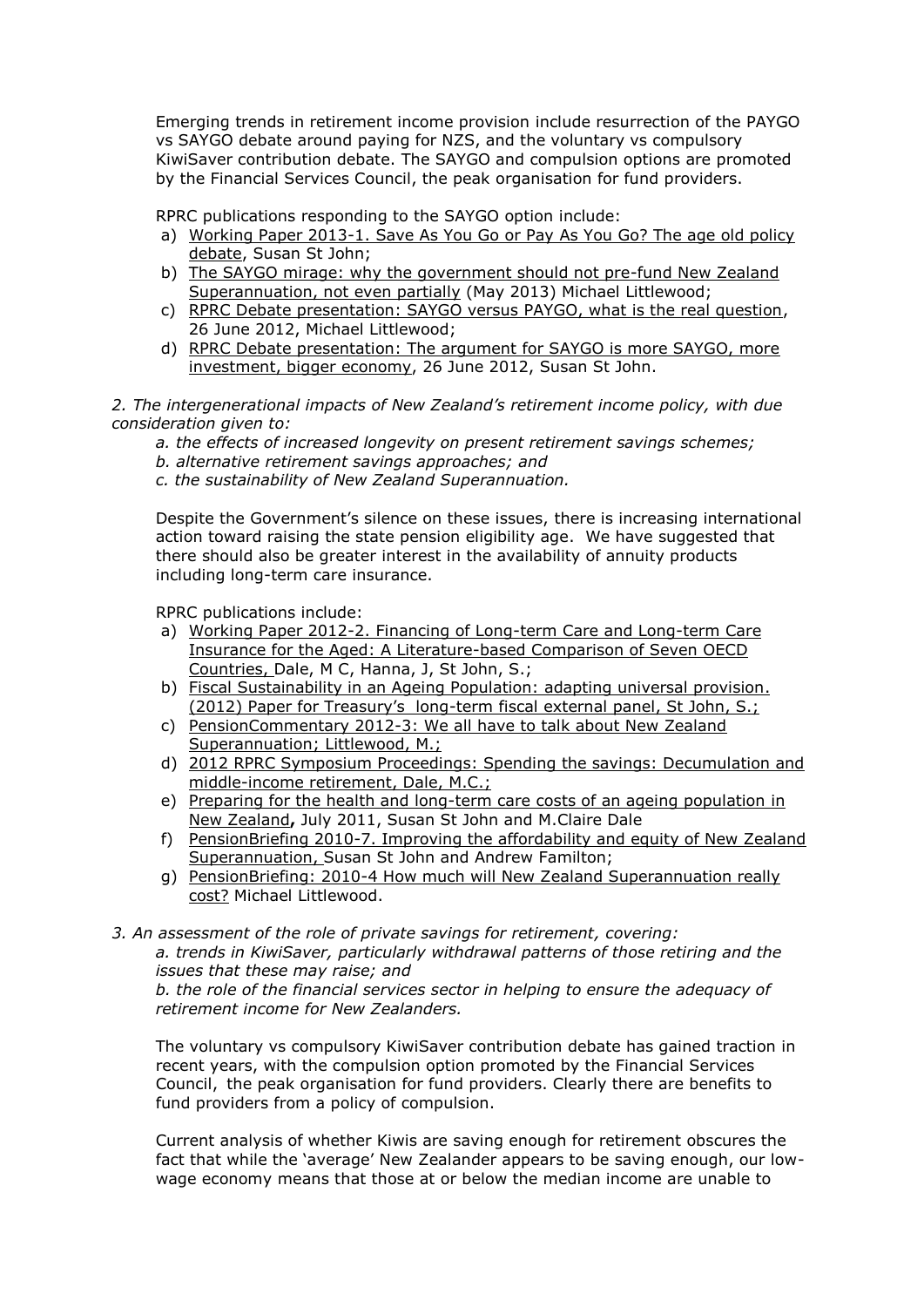Emerging trends in retirement income provision include resurrection of the PAYGO vs SAYGO debate around paying for NZS, and the voluntary vs compulsory KiwiSaver contribution debate. The SAYGO and compulsion options are promoted by the Financial Services Council, the peak organisation for fund providers.

RPRC publications responding to the SAYGO option include:

a) Working Paper 2013-1. Save As You Go or Pay As You Go? The age old policy debate, Susan St John;
b) The SAYGO mirage: why the government should not pre-fund New Zealand Superannuation, not even partially (May 2013) Michael Littlewood;
c) RPRC Debate presentation: SAYGO versus PAYGO, what is the real question, 26 June 2012, Michael Littlewood;
d) RPRC Debate presentation: The argument for SAYGO is more SAYGO, more investment, bigger economy, 26 June 2012, Susan St John.

*2. The intergenerational impacts of New Zealand's retirement income policy, with due consideration given to:*

*a. the effects of increased longevity on present retirement savings schemes;*
*b. alternative retirement savings approaches; and*
*c. the sustainability of New Zealand Superannuation.*

Despite the Government's silence on these issues, there is increasing international action toward raising the state pension eligibility age. We have suggested that there should also be greater interest in the availability of annuity products including long-term care insurance.

RPRC publications include:

a) Working Paper 2012-2. Financing of Long-term Care and Long-term Care Insurance for the Aged: A Literature-based Comparison of Seven OECD Countries, Dale, M C, Hanna, J, St John, S.;
b) Fiscal Sustainability in an Ageing Population: adapting universal provision. (2012) Paper for Treasury's long-term fiscal external panel, St John, S.;
c) PensionCommentary 2012-3: We all have to talk about New Zealand Superannuation; Littlewood, M.;
d) 2012 RPRC Symposium Proceedings: Spending the savings: Decumulation and middle-income retirement, Dale, M.C.;
e) Preparing for the health and long-term care costs of an ageing population in New Zealand**,** July 2011, Susan St John and M.Claire Dale
f) PensionBriefing 2010-7. Improving the affordability and equity of New Zealand Superannuation, Susan St John and Andrew Familton;
g) PensionBriefing: 2010-4 How much will New Zealand Superannuation really cost? Michael Littlewood.

*3. An assessment of the role of private savings for retirement, covering:*

*a. trends in KiwiSaver, particularly withdrawal patterns of those retiring and the issues that these may raise; and*
*b. the role of the financial services sector in helping to ensure the adequacy of retirement income for New Zealanders.*

The voluntary vs compulsory KiwiSaver contribution debate has gained traction in recent years, with the compulsion option promoted by the Financial Services Council, the peak organisation for fund providers. Clearly there are benefits to fund providers from a policy of compulsion.

Current analysis of whether Kiwis are saving enough for retirement obscures the fact that while the 'average' New Zealander appears to be saving enough, our low-wage economy means that those at or below the median income are unable to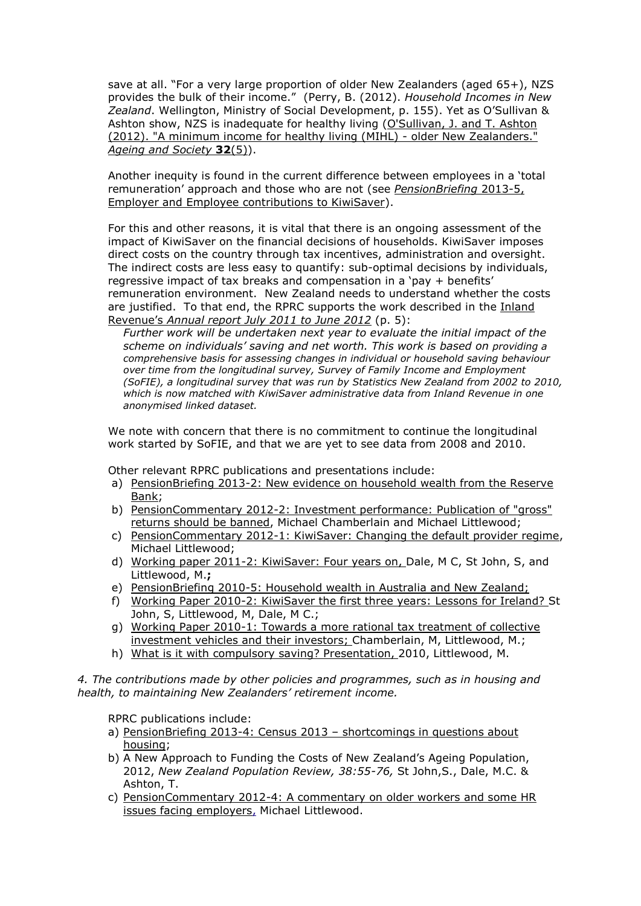save at all. "For a very large proportion of older New Zealanders (aged 65+), NZS provides the bulk of their income." (Perry, B. (2012). *Household Incomes in New Zealand*. Wellington, Ministry of Social Development, p. 155). Yet as O'Sullivan & Ashton show, NZS is inadequate for healthy living (O'Sullivan, J. and T. Ashton (2012). "A minimum income for healthy living (MIHL) - older New Zealanders." *Ageing and Society* **32**(5)).

Another inequity is found in the current difference between employees in a 'total remuneration' approach and those who are not (see *PensionBriefing* 2013-5, Employer and Employee contributions to KiwiSaver).

For this and other reasons, it is vital that there is an ongoing assessment of the impact of KiwiSaver on the financial decisions of households. KiwiSaver imposes direct costs on the country through tax incentives, administration and oversight. The indirect costs are less easy to quantify: sub-optimal decisions by individuals, regressive impact of tax breaks and compensation in a 'pay + benefits' remuneration environment. New Zealand needs to understand whether the costs are justified. To that end, the RPRC supports the work described in the Inland Revenue's *Annual report July 2011 to June 2012* (p. 5):

> *Further work will be undertaken next year to evaluate the initial impact of the scheme on individuals' saving and net worth. This work is based on providing a comprehensive basis for assessing changes in individual or household saving behaviour over time from the longitudinal survey, Survey of Family Income and Employment (SoFIE), a longitudinal survey that was run by Statistics New Zealand from 2002 to 2010, which is now matched with KiwiSaver administrative data from Inland Revenue in one anonymised linked dataset.*

We note with concern that there is no commitment to continue the longitudinal work started by SoFIE, and that we are yet to see data from 2008 and 2010.

Other relevant RPRC publications and presentations include:

a) PensionBriefing 2013-2: New evidence on household wealth from the Reserve Bank;
b) PensionCommentary 2012-2: Investment performance: Publication of "gross" returns should be banned, Michael Chamberlain and Michael Littlewood;
c) PensionCommentary 2012-1: KiwiSaver: Changing the default provider regime, Michael Littlewood;
d) Working paper 2011-2: KiwiSaver: Four years on, Dale, M C, St John, S, and Littlewood, M.**;**
e) PensionBriefing 2010-5: Household wealth in Australia and New Zealand;
f) Working Paper 2010-2: KiwiSaver the first three years: Lessons for Ireland? St John, S, Littlewood, M, Dale, M C.;
g) Working Paper 2010-1: Towards a more rational tax treatment of collective investment vehicles and their investors; Chamberlain, M, Littlewood, M.;
h) What is it with compulsory saving? Presentation, 2010, Littlewood, M.

*4. The contributions made by other policies and programmes, such as in housing and health, to maintaining New Zealanders' retirement income.*

RPRC publications include:

a) PensionBriefing 2013-4: Census 2013 – shortcomings in questions about housing;
b) A New Approach to Funding the Costs of New Zealand's Ageing Population, 2012, *New Zealand Population Review, 38:55-76,* St John,S., Dale, M.C. & Ashton, T.
c) PensionCommentary 2012-4: A commentary on older workers and some HR issues facing employers, Michael Littlewood.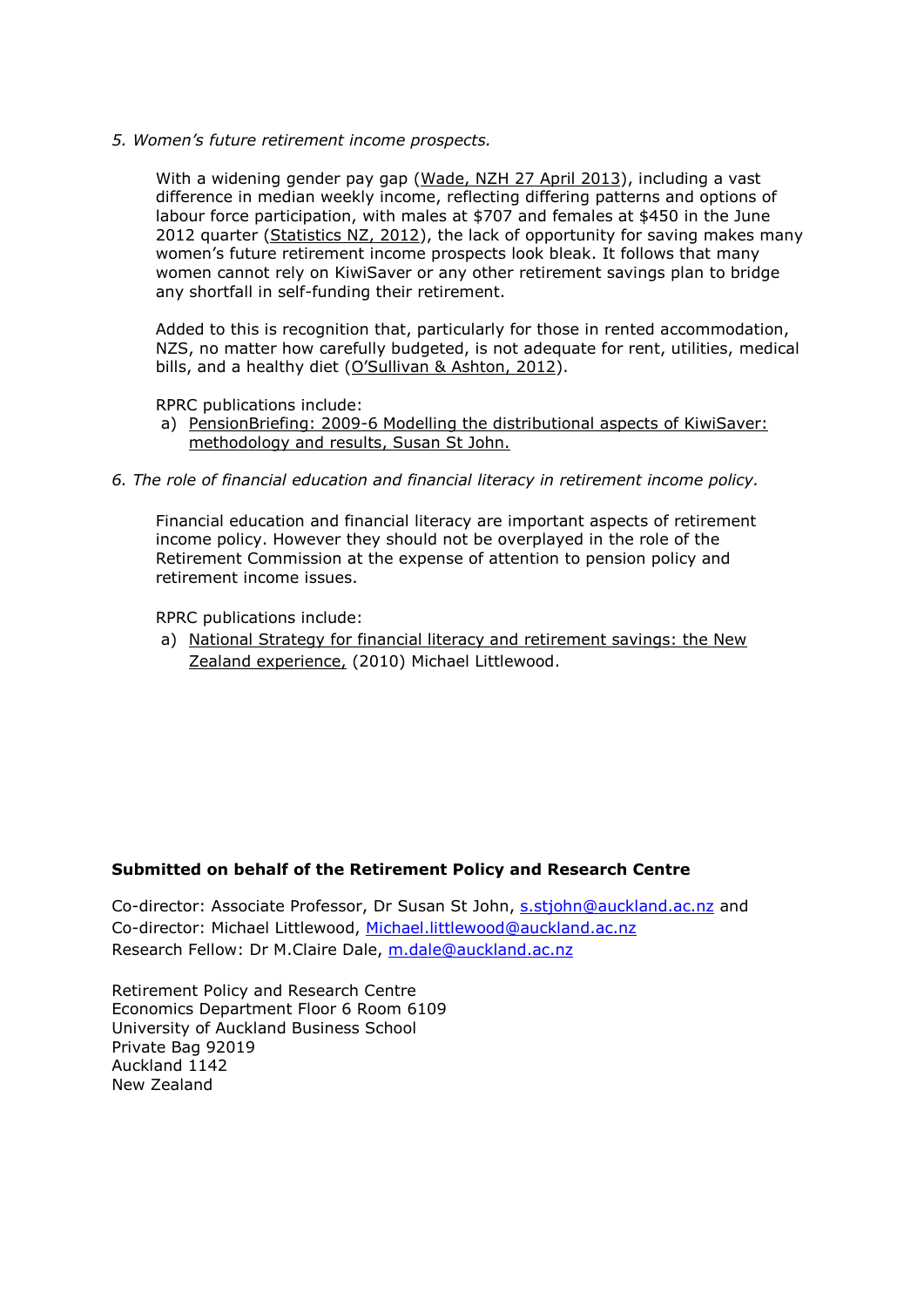*5. Women's future retirement income prospects.*

With a widening gender pay gap (Wade, NZH 27 April 2013), including a vast difference in median weekly income, reflecting differing patterns and options of labour force participation, with males at $707 and females at $450 in the June 2012 quarter (Statistics NZ, 2012), the lack of opportunity for saving makes many women's future retirement income prospects look bleak. It follows that many women cannot rely on KiwiSaver or any other retirement savings plan to bridge any shortfall in self-funding their retirement.

Added to this is recognition that, particularly for those in rented accommodation, NZS, no matter how carefully budgeted, is not adequate for rent, utilities, medical bills, and a healthy diet (O'Sullivan & Ashton, 2012).

RPRC publications include:

a) PensionBriefing: 2009-6 Modelling the distributional aspects of KiwiSaver: methodology and results, Susan St John.

*6. The role of financial education and financial literacy in retirement income policy.*

Financial education and financial literacy are important aspects of retirement income policy. However they should not be overplayed in the role of the Retirement Commission at the expense of attention to pension policy and retirement income issues.

RPRC publications include:

a) National Strategy for financial literacy and retirement savings: the New Zealand experience, (2010) Michael Littlewood.

**Submitted on behalf of the Retirement Policy and Research Centre**

Co-director: Associate Professor, Dr Susan St John, s.stjohn@auckland.ac.nz and
Co-director: Michael Littlewood, Michael.littlewood@auckland.ac.nz
Research Fellow: Dr M.Claire Dale, m.dale@auckland.ac.nz

Retirement Policy and Research Centre
Economics Department Floor 6 Room 6109
University of Auckland Business School
Private Bag 92019
Auckland 1142
New Zealand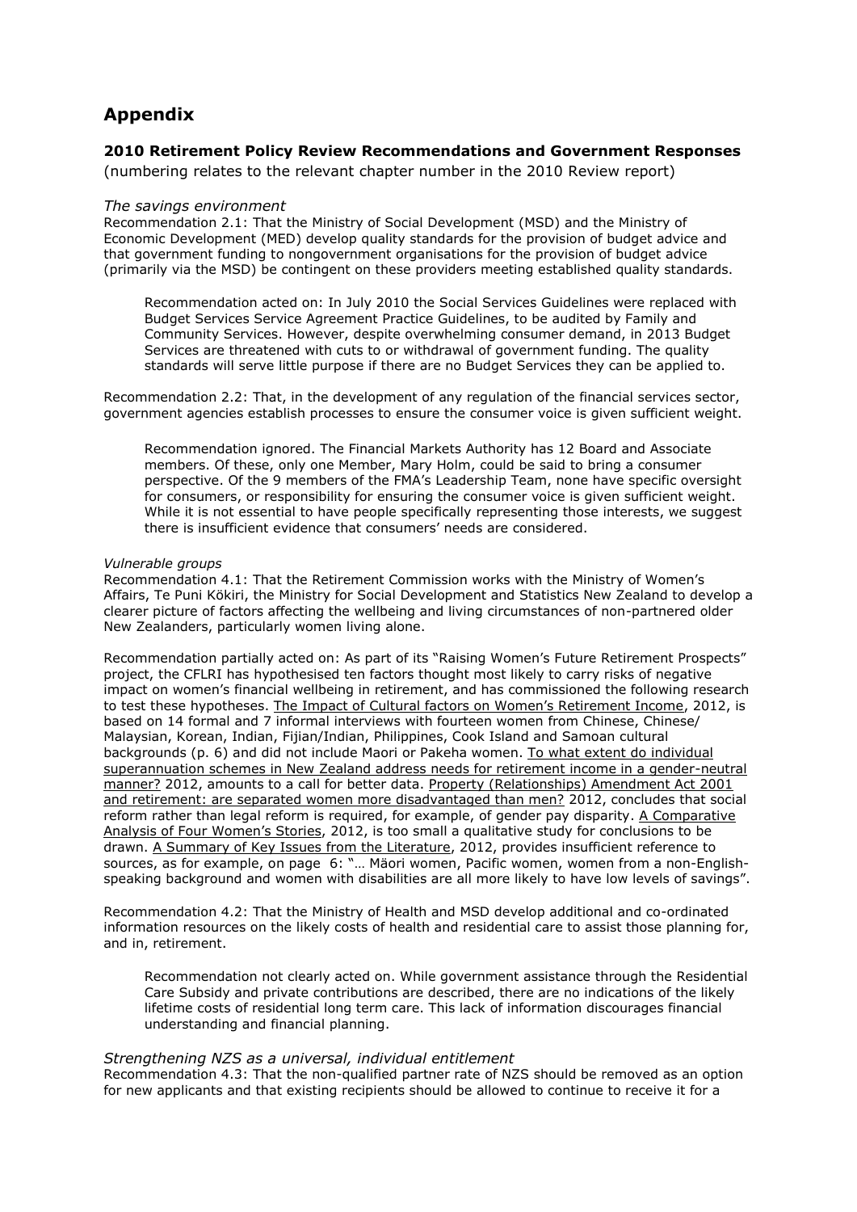# Appendix

### 2010 Retirement Policy Review Recommendations and Government Responses

(numbering relates to the relevant chapter number in the 2010 Review report)

*The savings environment*

Recommendation 2.1: That the Ministry of Social Development (MSD) and the Ministry of Economic Development (MED) develop quality standards for the provision of budget advice and that government funding to nongovernment organisations for the provision of budget advice (primarily via the MSD) be contingent on these providers meeting established quality standards.

> Recommendation acted on: In July 2010 the Social Services Guidelines were replaced with Budget Services Service Agreement Practice Guidelines, to be audited by Family and Community Services. However, despite overwhelming consumer demand, in 2013 Budget Services are threatened with cuts to or withdrawal of government funding. The quality standards will serve little purpose if there are no Budget Services they can be applied to.

Recommendation 2.2: That, in the development of any regulation of the financial services sector, government agencies establish processes to ensure the consumer voice is given sufficient weight.

> Recommendation ignored. The Financial Markets Authority has 12 Board and Associate members. Of these, only one Member, Mary Holm, could be said to bring a consumer perspective. Of the 9 members of the FMA's Leadership Team, none have specific oversight for consumers, or responsibility for ensuring the consumer voice is given sufficient weight. While it is not essential to have people specifically representing those interests, we suggest there is insufficient evidence that consumers' needs are considered.

*Vulnerable groups*

Recommendation 4.1: That the Retirement Commission works with the Ministry of Women's Affairs, Te Puni Kōkiri, the Ministry for Social Development and Statistics New Zealand to develop a clearer picture of factors affecting the wellbeing and living circumstances of non-partnered older New Zealanders, particularly women living alone.

Recommendation partially acted on: As part of its "Raising Women's Future Retirement Prospects" project, the CFLRI has hypothesised ten factors thought most likely to carry risks of negative impact on women's financial wellbeing in retirement, and has commissioned the following research to test these hypotheses. The Impact of Cultural factors on Women's Retirement Income, 2012, is based on 14 formal and 7 informal interviews with fourteen women from Chinese, Chinese/ Malaysian, Korean, Indian, Fijian/Indian, Philippines, Cook Island and Samoan cultural backgrounds (p. 6) and did not include Maori or Pakeha women. To what extent do individual superannuation schemes in New Zealand address needs for retirement income in a gender-neutral manner? 2012, amounts to a call for better data. Property (Relationships) Amendment Act 2001 and retirement: are separated women more disadvantaged than men? 2012, concludes that social reform rather than legal reform is required, for example, of gender pay disparity. A Comparative Analysis of Four Women's Stories, 2012, is too small a qualitative study for conclusions to be drawn. A Summary of Key Issues from the Literature, 2012, provides insufficient reference to sources, as for example, on page 6: "… Mäori women, Pacific women, women from a non-English-speaking background and women with disabilities are all more likely to have low levels of savings".

Recommendation 4.2: That the Ministry of Health and MSD develop additional and co-ordinated information resources on the likely costs of health and residential care to assist those planning for, and in, retirement.

> Recommendation not clearly acted on. While government assistance through the Residential Care Subsidy and private contributions are described, there are no indications of the likely lifetime costs of residential long term care. This lack of information discourages financial understanding and financial planning.

*Strengthening NZS as a universal, individual entitlement*

Recommendation 4.3: That the non-qualified partner rate of NZS should be removed as an option for new applicants and that existing recipients should be allowed to continue to receive it for a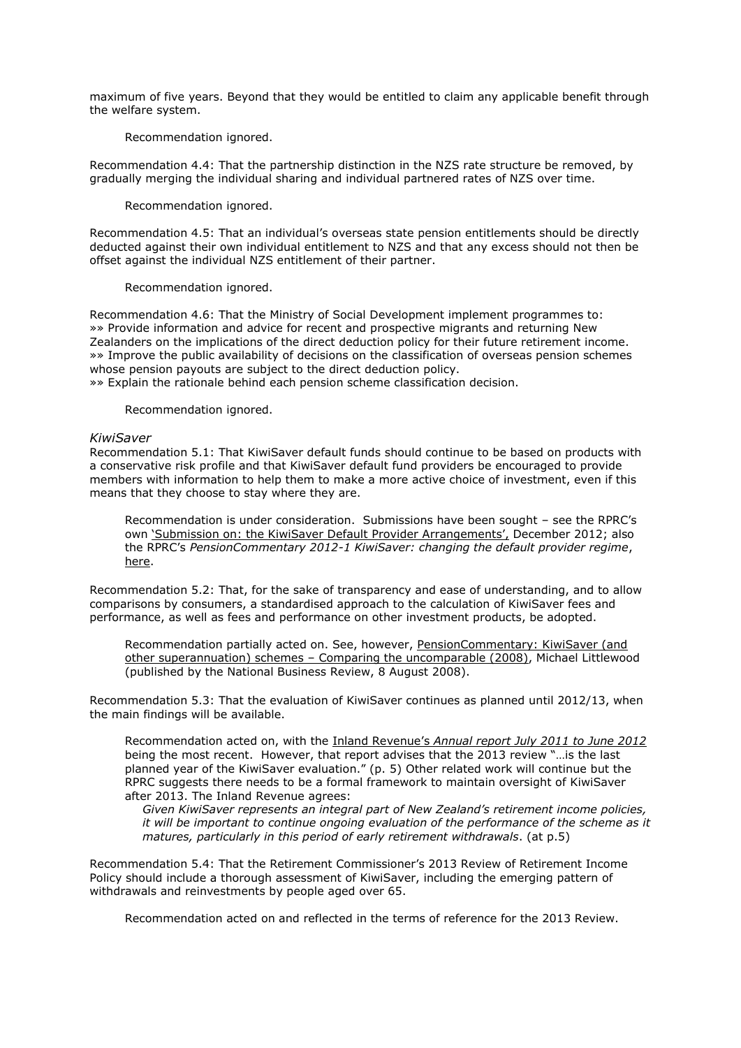maximum of five years. Beyond that they would be entitled to claim any applicable benefit through the welfare system.

Recommendation ignored.

Recommendation 4.4: That the partnership distinction in the NZS rate structure be removed, by gradually merging the individual sharing and individual partnered rates of NZS over time.

Recommendation ignored.

Recommendation 4.5: That an individual's overseas state pension entitlements should be directly deducted against their own individual entitlement to NZS and that any excess should not then be offset against the individual NZS entitlement of their partner.

Recommendation ignored.

Recommendation 4.6: That the Ministry of Social Development implement programmes to:
»» Provide information and advice for recent and prospective migrants and returning New Zealanders on the implications of the direct deduction policy for their future retirement income.
»» Improve the public availability of decisions on the classification of overseas pension schemes whose pension payouts are subject to the direct deduction policy.
»» Explain the rationale behind each pension scheme classification decision.

Recommendation ignored.

*KiwiSaver*

Recommendation 5.1: That KiwiSaver default funds should continue to be based on products with a conservative risk profile and that KiwiSaver default fund providers be encouraged to provide members with information to help them to make a more active choice of investment, even if this means that they choose to stay where they are.

Recommendation is under consideration. Submissions have been sought – see the RPRC's own 'Submission on: the KiwiSaver Default Provider Arrangements', December 2012; also the RPRC's *PensionCommentary 2012-1 KiwiSaver: changing the default provider regime*, here.

Recommendation 5.2: That, for the sake of transparency and ease of understanding, and to allow comparisons by consumers, a standardised approach to the calculation of KiwiSaver fees and performance, as well as fees and performance on other investment products, be adopted.

Recommendation partially acted on. See, however, PensionCommentary: KiwiSaver (and other superannuation) schemes – Comparing the uncomparable (2008), Michael Littlewood (published by the National Business Review, 8 August 2008).

Recommendation 5.3: That the evaluation of KiwiSaver continues as planned until 2012/13, when the main findings will be available.

Recommendation acted on, with the Inland Revenue's *Annual report July 2011 to June 2012* being the most recent. However, that report advises that the 2013 review "…is the last planned year of the KiwiSaver evaluation." (p. 5) Other related work will continue but the RPRC suggests there needs to be a formal framework to maintain oversight of KiwiSaver after 2013. The Inland Revenue agrees:

*Given KiwiSaver represents an integral part of New Zealand's retirement income policies, it will be important to continue ongoing evaluation of the performance of the scheme as it matures, particularly in this period of early retirement withdrawals*. (at p.5)

Recommendation 5.4: That the Retirement Commissioner's 2013 Review of Retirement Income Policy should include a thorough assessment of KiwiSaver, including the emerging pattern of withdrawals and reinvestments by people aged over 65.

Recommendation acted on and reflected in the terms of reference for the 2013 Review.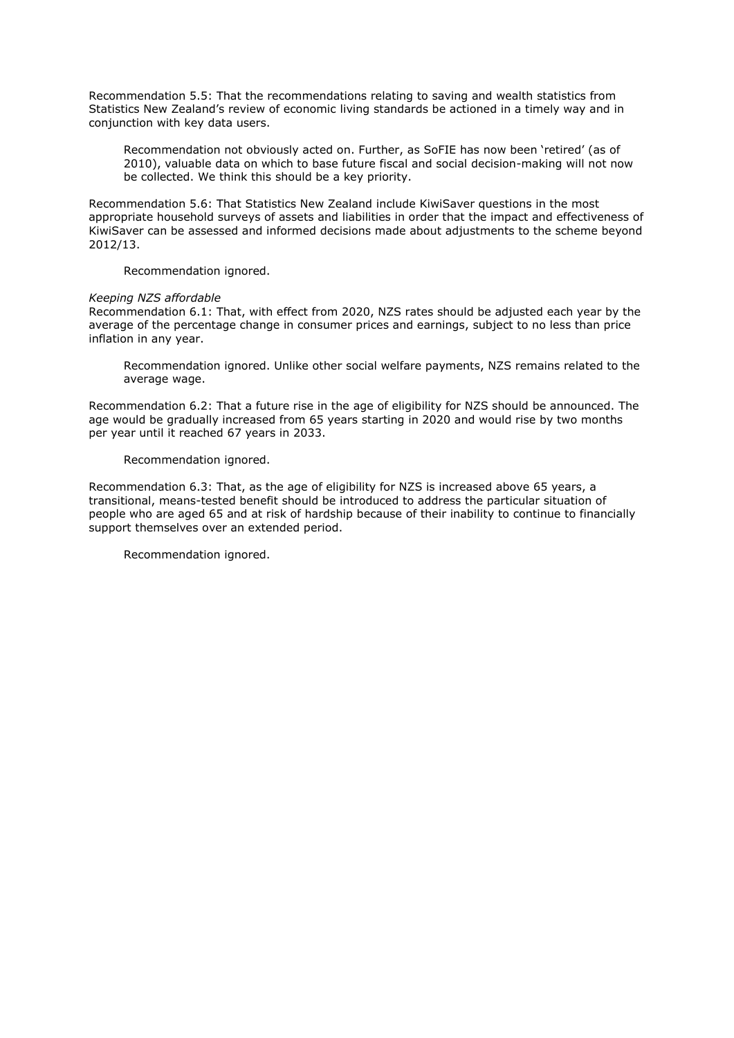Recommendation 5.5: That the recommendations relating to saving and wealth statistics from Statistics New Zealand's review of economic living standards be actioned in a timely way and in conjunction with key data users.

> Recommendation not obviously acted on. Further, as SoFIE has now been 'retired' (as of 2010), valuable data on which to base future fiscal and social decision-making will not now be collected. We think this should be a key priority.

Recommendation 5.6: That Statistics New Zealand include KiwiSaver questions in the most appropriate household surveys of assets and liabilities in order that the impact and effectiveness of KiwiSaver can be assessed and informed decisions made about adjustments to the scheme beyond 2012/13.

> Recommendation ignored.

*Keeping NZS affordable*

Recommendation 6.1: That, with effect from 2020, NZS rates should be adjusted each year by the average of the percentage change in consumer prices and earnings, subject to no less than price inflation in any year.

> Recommendation ignored. Unlike other social welfare payments, NZS remains related to the average wage.

Recommendation 6.2: That a future rise in the age of eligibility for NZS should be announced. The age would be gradually increased from 65 years starting in 2020 and would rise by two months per year until it reached 67 years in 2033.

> Recommendation ignored.

Recommendation 6.3: That, as the age of eligibility for NZS is increased above 65 years, a transitional, means-tested benefit should be introduced to address the particular situation of people who are aged 65 and at risk of hardship because of their inability to continue to financially support themselves over an extended period.

> Recommendation ignored.